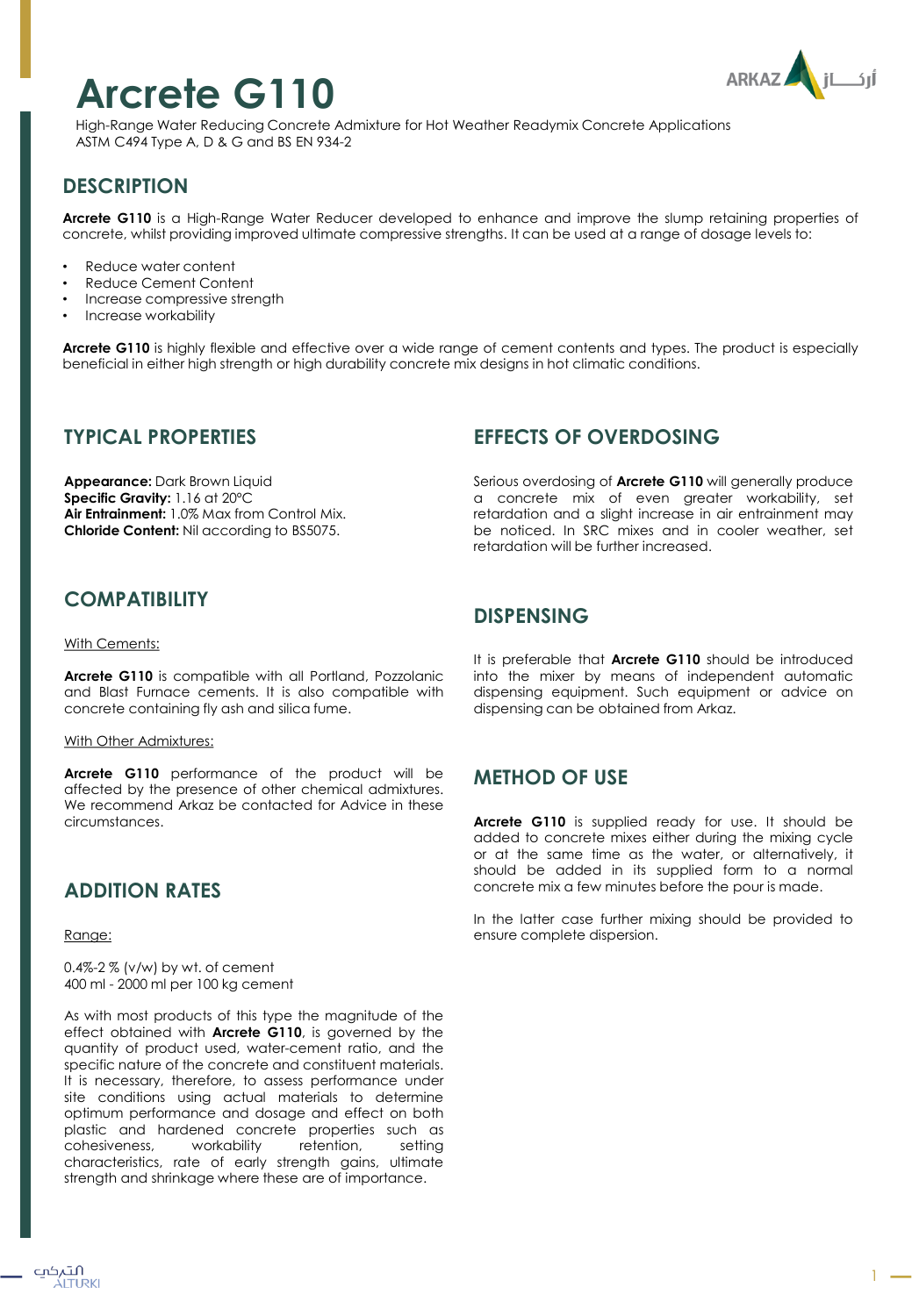# Arcrete G110

High-Range Water Reducing Concrete Admixture for Hot Weather Readymix Concrete Applications
ASTM C494 Type A, D & G and BS EN 934-2

## DESCRIPTION

**Arcrete G110** is a High-Range Water Reducer developed to enhance and improve the slump retaining properties of concrete, whilst providing improved ultimate compressive strengths. It can be used at a range of dosage levels to:

- Reduce water content
- Reduce Cement Content
- Increase compressive strength
- Increase workability

**Arcrete G110** is highly flexible and effective over a wide range of cement contents and types. The product is especially beneficial in either high strength or high durability concrete mix designs in hot climatic conditions.

## TYPICAL PROPERTIES

**Appearance:** Dark Brown Liquid
**Specific Gravity:** 1.16 at 20°C
**Air Entrainment:** 1.0% Max from Control Mix.
**Chloride Content:** Nil according to BS5075.

## COMPATIBILITY

With Cements:

**Arcrete G110** is compatible with all Portland, Pozzolanic and Blast Furnace cements. It is also compatible with concrete containing fly ash and silica fume.

With Other Admixtures:

**Arcrete G110** performance of the product will be affected by the presence of other chemical admixtures. We recommend Arkaz be contacted for Advice in these circumstances.

## ADDITION RATES

Range:

0.4%-2 % (v/w) by wt. of cement
400 ml - 2000 ml per 100 kg cement

As with most products of this type the magnitude of the effect obtained with **Arcrete G110**, is governed by the quantity of product used, water-cement ratio, and the specific nature of the concrete and constituent materials. It is necessary, therefore, to assess performance under site conditions using actual materials to determine optimum performance and dosage and effect on both plastic and hardened concrete properties such as cohesiveness, workability retention, setting characteristics, rate of early strength gains, ultimate strength and shrinkage where these are of importance.

## EFFECTS OF OVERDOSING

Serious overdosing of **Arcrete G110** will generally produce a concrete mix of even greater workability, set retardation and a slight increase in air entrainment may be noticed. In SRC mixes and in cooler weather, set retardation will be further increased.

## DISPENSING

It is preferable that **Arcrete G110** should be introduced into the mixer by means of independent automatic dispensing equipment. Such equipment or advice on dispensing can be obtained from Arkaz.

## METHOD OF USE

**Arcrete G110** is supplied ready for use. It should be added to concrete mixes either during the mixing cycle or at the same time as the water, or alternatively, it should be added in its supplied form to a normal concrete mix a few minutes before the pour is made.

In the latter case further mixing should be provided to ensure complete dispersion.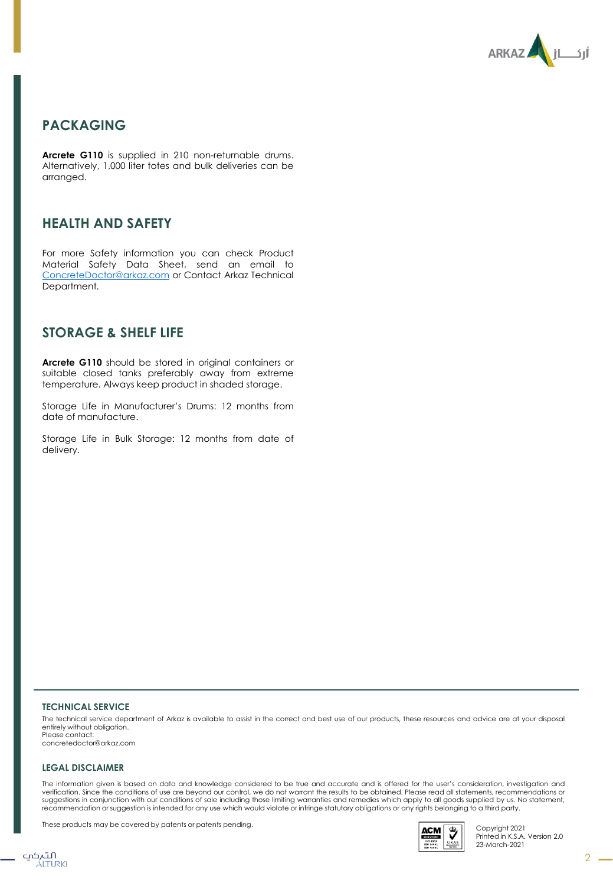## PACKAGING

**Arcrete G110** is supplied in 210 non-returnable drums. Alternatively, 1,000 liter totes and bulk deliveries can be arranged.

## HEALTH AND SAFETY

For more Safety information you can check Product Material Safety Data Sheet, send an email to ConcreteDoctor@arkaz.com or Contact Arkaz Technical Department.

## STORAGE & SHELF LIFE

**Arcrete G110** should be stored in original containers or suitable closed tanks preferably away from extreme temperature. Always keep product in shaded storage.

Storage Life in Manufacturer's Drums: 12 months from date of manufacture.

Storage Life in Bulk Storage: 12 months from date of delivery.

### TECHNICAL SERVICE

The technical service department of Arkaz is available to assist in the correct and best use of our products, these resources and advice are at your disposal entirely without obligation.
Please contact:
concretedoctor@arkaz.com

### LEGAL DISCLAIMER

The information given is based on data and knowledge considered to be true and accurate and is offered for the user's consideration, investigation and verification. Since the conditions of use are beyond our control, we do not warrant the results to be obtained. Please read all statements, recommendations or suggestions in conjunction with our conditions of sale including those limiting warranties and remedies which apply to all goods supplied by us. No statement, recommendation or suggestion is intended for any use which would violate or infringe statutory obligations or any rights belonging to a third party.

These products may be covered by patents or patents pending.

Copyright 2021
Printed in K.S.A. Version 2.0
23-March-2021